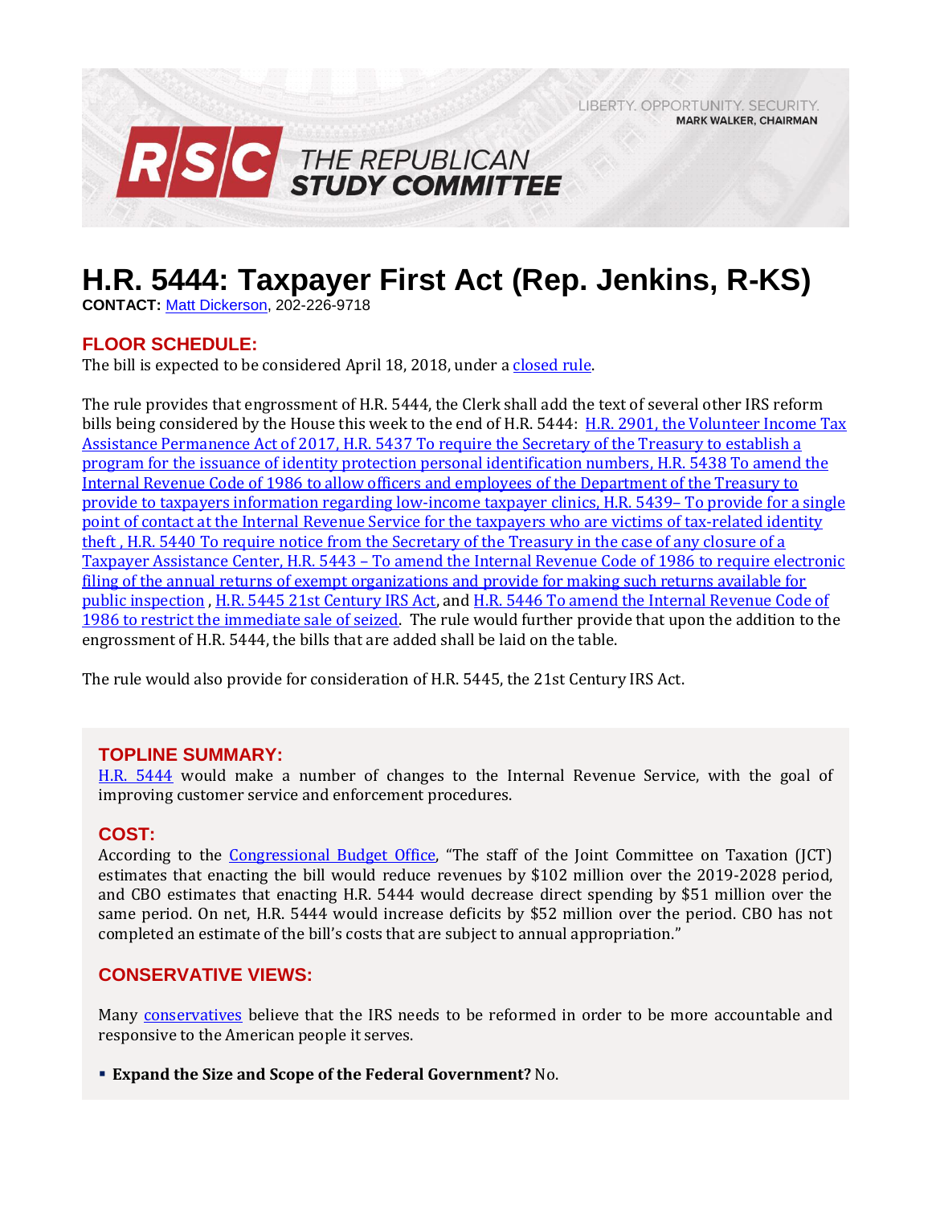LIBERTY. OPPORTUNITY. SECURITY.
MARK WALKER, CHAIRMAN

RSC THE REPUBLICAN STUDY COMMITTEE

# H.R. 5444: Taxpayer First Act (Rep. Jenkins, R-KS)

**CONTACT:** Matt Dickerson, 202-226-9718

## FLOOR SCHEDULE:

The bill is expected to be considered April 18, 2018, under a closed rule.

The rule provides that engrossment of H.R. 5444, the Clerk shall add the text of several other IRS reform bills being considered by the House this week to the end of H.R. 5444: H.R. 2901, the Volunteer Income Tax Assistance Permanence Act of 2017, H.R. 5437 To require the Secretary of the Treasury to establish a program for the issuance of identity protection personal identification numbers, H.R. 5438 To amend the Internal Revenue Code of 1986 to allow officers and employees of the Department of the Treasury to provide to taxpayers information regarding low-income taxpayer clinics, H.R. 5439– To provide for a single point of contact at the Internal Revenue Service for the taxpayers who are victims of tax-related identity theft , H.R. 5440 To require notice from the Secretary of the Treasury in the case of any closure of a Taxpayer Assistance Center, H.R. 5443 – To amend the Internal Revenue Code of 1986 to require electronic filing of the annual returns of exempt organizations and provide for making such returns available for public inspection , H.R. 5445 21st Century IRS Act, and H.R. 5446 To amend the Internal Revenue Code of 1986 to restrict the immediate sale of seized. The rule would further provide that upon the addition to the engrossment of H.R. 5444, the bills that are added shall be laid on the table.

The rule would also provide for consideration of H.R. 5445, the 21st Century IRS Act.

## TOPLINE SUMMARY:

H.R. 5444 would make a number of changes to the Internal Revenue Service, with the goal of improving customer service and enforcement procedures.

## COST:

According to the Congressional Budget Office, "The staff of the Joint Committee on Taxation (JCT) estimates that enacting the bill would reduce revenues by $102 million over the 2019-2028 period, and CBO estimates that enacting H.R. 5444 would decrease direct spending by $51 million over the same period. On net, H.R. 5444 would increase deficits by $52 million over the period. CBO has not completed an estimate of the bill's costs that are subject to annual appropriation."

## CONSERVATIVE VIEWS:

Many conservatives believe that the IRS needs to be reformed in order to be more accountable and responsive to the American people it serves.

- **Expand the Size and Scope of the Federal Government?** No.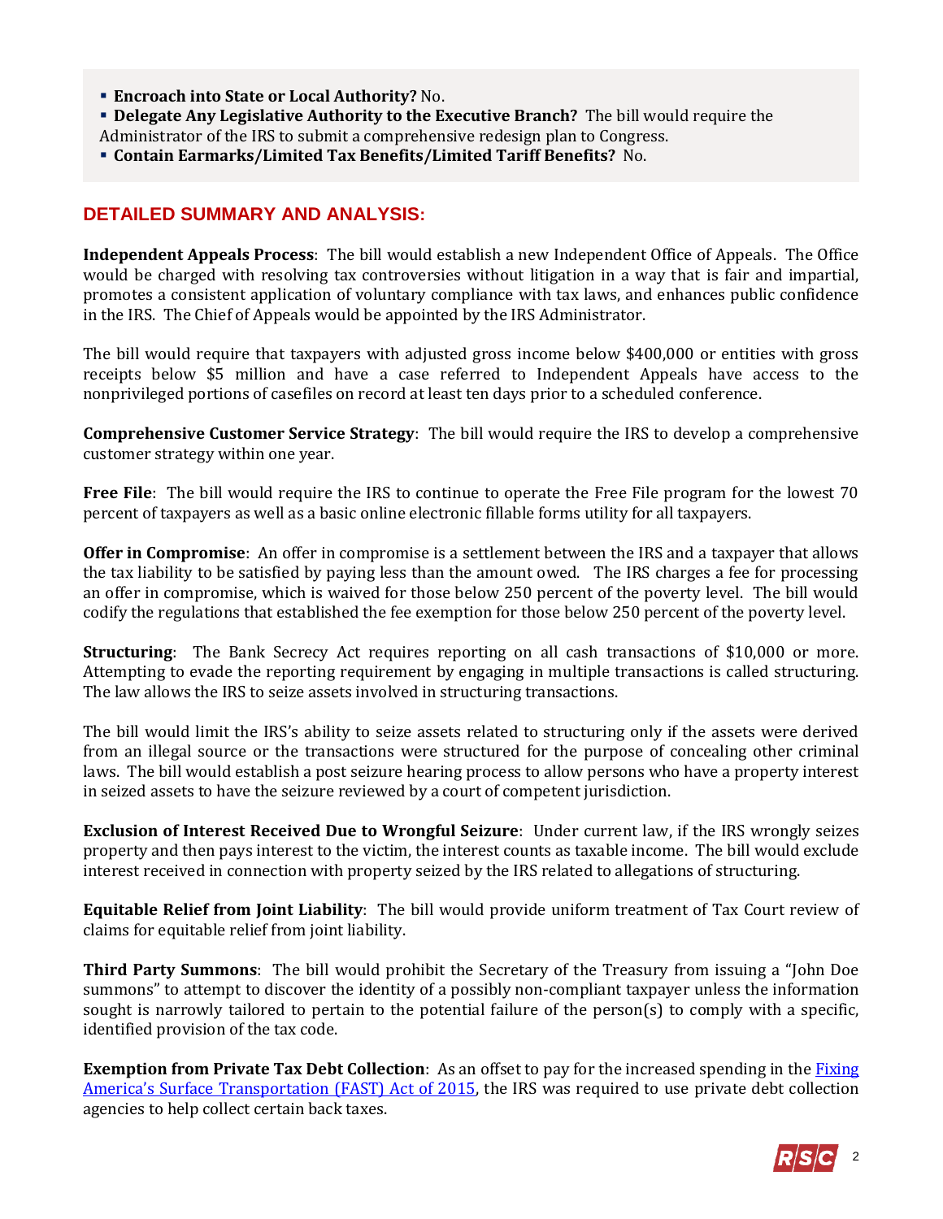- **Encroach into State or Local Authority?** No.
- **Delegate Any Legislative Authority to the Executive Branch?** The bill would require the Administrator of the IRS to submit a comprehensive redesign plan to Congress.
- **Contain Earmarks/Limited Tax Benefits/Limited Tariff Benefits?** No.

## DETAILED SUMMARY AND ANALYSIS:

**Independent Appeals Process**: The bill would establish a new Independent Office of Appeals. The Office would be charged with resolving tax controversies without litigation in a way that is fair and impartial, promotes a consistent application of voluntary compliance with tax laws, and enhances public confidence in the IRS. The Chief of Appeals would be appointed by the IRS Administrator.

The bill would require that taxpayers with adjusted gross income below $400,000 or entities with gross receipts below $5 million and have a case referred to Independent Appeals have access to the nonprivileged portions of casefiles on record at least ten days prior to a scheduled conference.

**Comprehensive Customer Service Strategy**: The bill would require the IRS to develop a comprehensive customer strategy within one year.

**Free File**: The bill would require the IRS to continue to operate the Free File program for the lowest 70 percent of taxpayers as well as a basic online electronic fillable forms utility for all taxpayers.

**Offer in Compromise**: An offer in compromise is a settlement between the IRS and a taxpayer that allows the tax liability to be satisfied by paying less than the amount owed. The IRS charges a fee for processing an offer in compromise, which is waived for those below 250 percent of the poverty level. The bill would codify the regulations that established the fee exemption for those below 250 percent of the poverty level.

**Structuring**: The Bank Secrecy Act requires reporting on all cash transactions of $10,000 or more. Attempting to evade the reporting requirement by engaging in multiple transactions is called structuring. The law allows the IRS to seize assets involved in structuring transactions.

The bill would limit the IRS's ability to seize assets related to structuring only if the assets were derived from an illegal source or the transactions were structured for the purpose of concealing other criminal laws. The bill would establish a post seizure hearing process to allow persons who have a property interest in seized assets to have the seizure reviewed by a court of competent jurisdiction.

**Exclusion of Interest Received Due to Wrongful Seizure**: Under current law, if the IRS wrongly seizes property and then pays interest to the victim, the interest counts as taxable income. The bill would exclude interest received in connection with property seized by the IRS related to allegations of structuring.

**Equitable Relief from Joint Liability**: The bill would provide uniform treatment of Tax Court review of claims for equitable relief from joint liability.

**Third Party Summons**: The bill would prohibit the Secretary of the Treasury from issuing a "John Doe summons" to attempt to discover the identity of a possibly non-compliant taxpayer unless the information sought is narrowly tailored to pertain to the potential failure of the person(s) to comply with a specific, identified provision of the tax code.

**Exemption from Private Tax Debt Collection**: As an offset to pay for the increased spending in the Fixing America's Surface Transportation (FAST) Act of 2015, the IRS was required to use private debt collection agencies to help collect certain back taxes.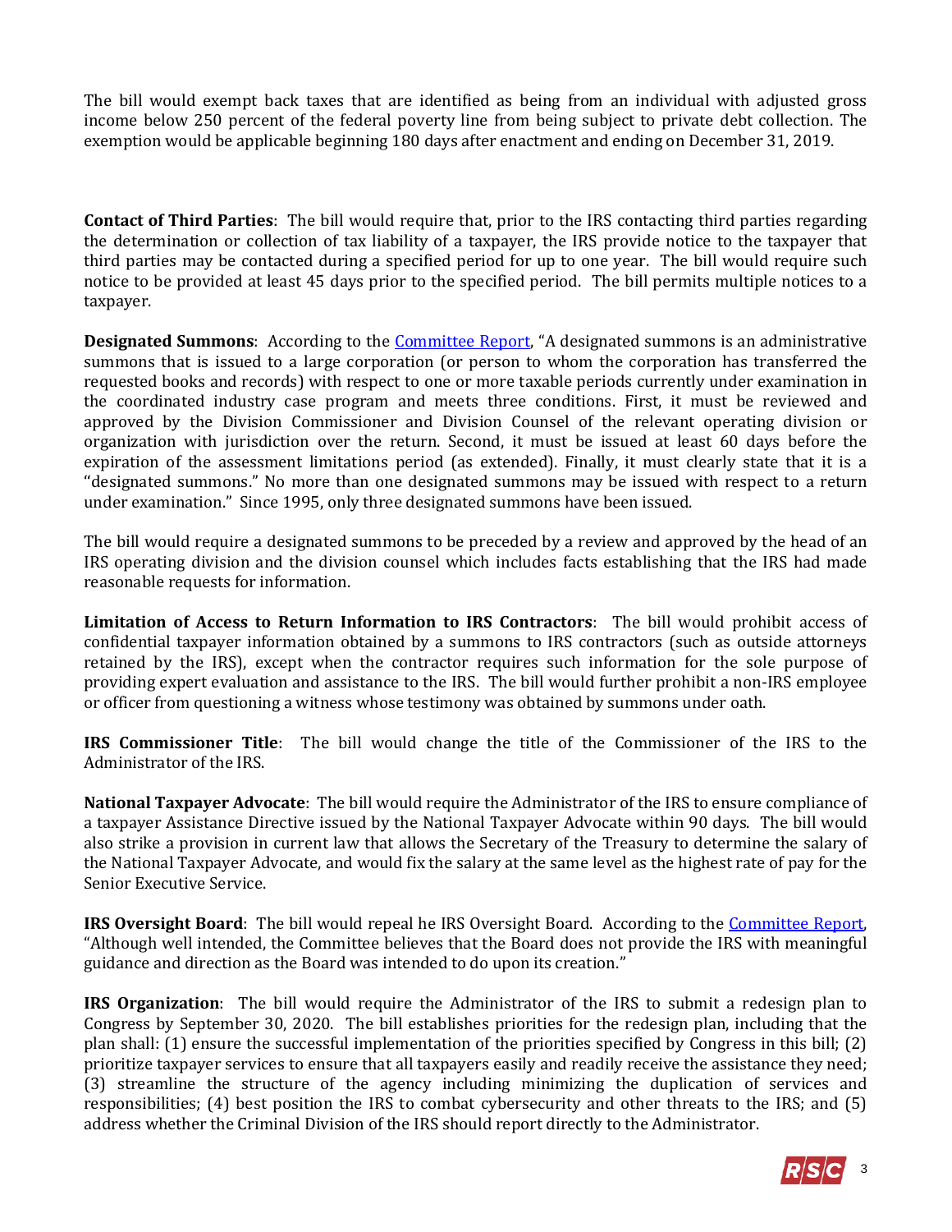The bill would exempt back taxes that are identified as being from an individual with adjusted gross income below 250 percent of the federal poverty line from being subject to private debt collection. The exemption would be applicable beginning 180 days after enactment and ending on December 31, 2019.

**Contact of Third Parties**: The bill would require that, prior to the IRS contacting third parties regarding the determination or collection of tax liability of a taxpayer, the IRS provide notice to the taxpayer that third parties may be contacted during a specified period for up to one year. The bill would require such notice to be provided at least 45 days prior to the specified period. The bill permits multiple notices to a taxpayer.

**Designated Summons**: According to the Committee Report, "A designated summons is an administrative summons that is issued to a large corporation (or person to whom the corporation has transferred the requested books and records) with respect to one or more taxable periods currently under examination in the coordinated industry case program and meets three conditions. First, it must be reviewed and approved by the Division Commissioner and Division Counsel of the relevant operating division or organization with jurisdiction over the return. Second, it must be issued at least 60 days before the expiration of the assessment limitations period (as extended). Finally, it must clearly state that it is a "designated summons." No more than one designated summons may be issued with respect to a return under examination." Since 1995, only three designated summons have been issued.

The bill would require a designated summons to be preceded by a review and approved by the head of an IRS operating division and the division counsel which includes facts establishing that the IRS had made reasonable requests for information.

**Limitation of Access to Return Information to IRS Contractors**: The bill would prohibit access of confidential taxpayer information obtained by a summons to IRS contractors (such as outside attorneys retained by the IRS), except when the contractor requires such information for the sole purpose of providing expert evaluation and assistance to the IRS. The bill would further prohibit a non-IRS employee or officer from questioning a witness whose testimony was obtained by summons under oath.

**IRS Commissioner Title**: The bill would change the title of the Commissioner of the IRS to the Administrator of the IRS.

**National Taxpayer Advocate**: The bill would require the Administrator of the IRS to ensure compliance of a taxpayer Assistance Directive issued by the National Taxpayer Advocate within 90 days. The bill would also strike a provision in current law that allows the Secretary of the Treasury to determine the salary of the National Taxpayer Advocate, and would fix the salary at the same level as the highest rate of pay for the Senior Executive Service.

**IRS Oversight Board**: The bill would repeal he IRS Oversight Board. According to the Committee Report, "Although well intended, the Committee believes that the Board does not provide the IRS with meaningful guidance and direction as the Board was intended to do upon its creation."

**IRS Organization**: The bill would require the Administrator of the IRS to submit a redesign plan to Congress by September 30, 2020. The bill establishes priorities for the redesign plan, including that the plan shall: (1) ensure the successful implementation of the priorities specified by Congress in this bill; (2) prioritize taxpayer services to ensure that all taxpayers easily and readily receive the assistance they need; (3) streamline the structure of the agency including minimizing the duplication of services and responsibilities; (4) best position the IRS to combat cybersecurity and other threats to the IRS; and (5) address whether the Criminal Division of the IRS should report directly to the Administrator.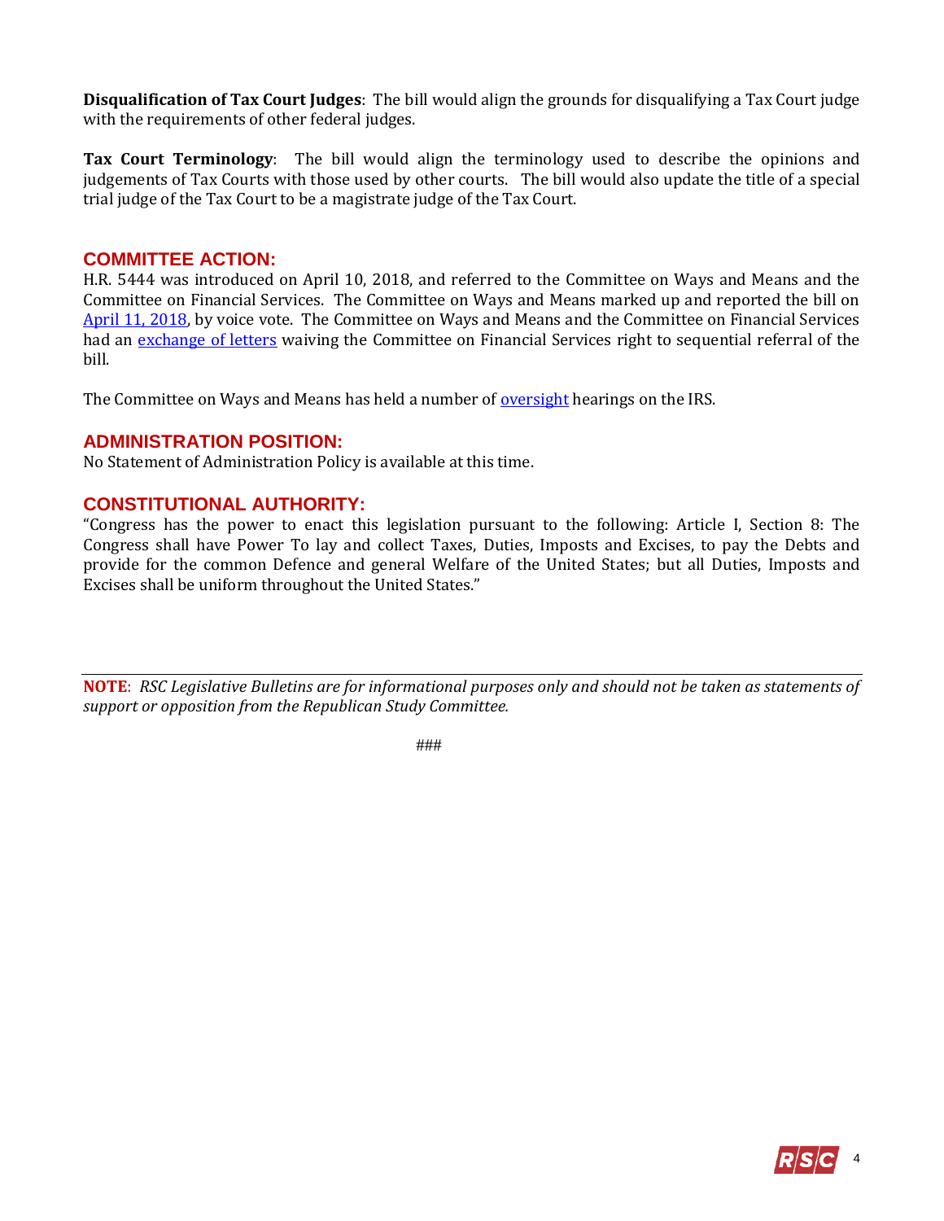**Disqualification of Tax Court Judges**: The bill would align the grounds for disqualifying a Tax Court judge with the requirements of other federal judges.

**Tax Court Terminology**: The bill would align the terminology used to describe the opinions and judgements of Tax Courts with those used by other courts. The bill would also update the title of a special trial judge of the Tax Court to be a magistrate judge of the Tax Court.

## COMMITTEE ACTION:

H.R. 5444 was introduced on April 10, 2018, and referred to the Committee on Ways and Means and the Committee on Financial Services. The Committee on Ways and Means marked up and reported the bill on April 11, 2018, by voice vote. The Committee on Ways and Means and the Committee on Financial Services had an exchange of letters waiving the Committee on Financial Services right to sequential referral of the bill.

The Committee on Ways and Means has held a number of oversight hearings on the IRS.

## ADMINISTRATION POSITION:

No Statement of Administration Policy is available at this time.

## CONSTITUTIONAL AUTHORITY:

"Congress has the power to enact this legislation pursuant to the following: Article I, Section 8: The Congress shall have Power To lay and collect Taxes, Duties, Imposts and Excises, to pay the Debts and provide for the common Defence and general Welfare of the United States; but all Duties, Imposts and Excises shall be uniform throughout the United States."

---

**NOTE**: *RSC Legislative Bulletins are for informational purposes only and should not be taken as statements of support or opposition from the Republican Study Committee.*

###